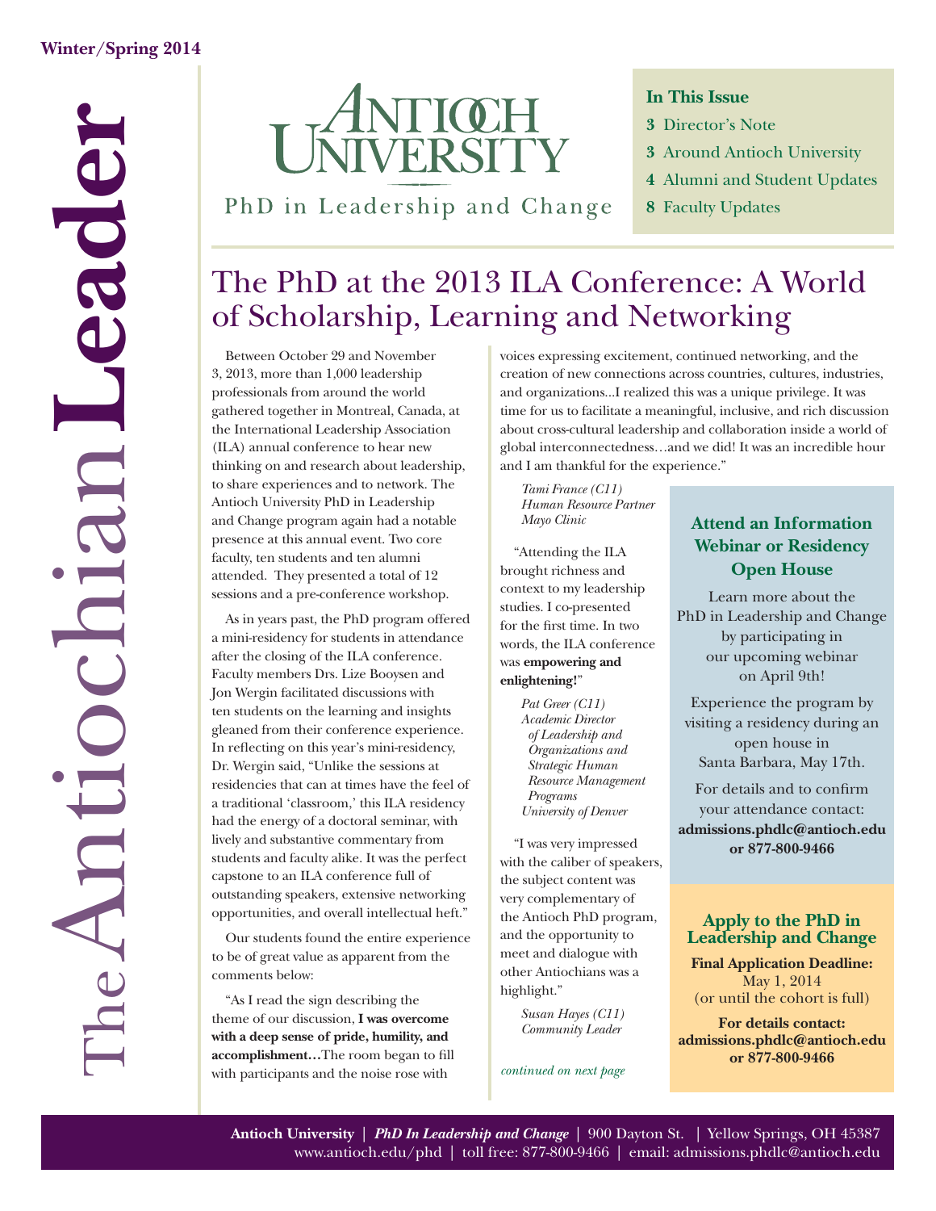Winter/Spring 2014

# The Antiochian Leader

Antioch University

PhD in Leadership and Change

**In This Issue**

- **3** Director's Note
- **3** Around Antioch University
- **4** Alumni and Student Updates
- **8** Faculty Updates

## The PhD at the 2013 ILA Conference: A World of Scholarship, Learning and Networking

Between October 29 and November 3, 2013, more than 1,000 leadership professionals from around the world gathered together in Montreal, Canada, at the International Leadership Association (ILA) annual conference to hear new thinking on and research about leadership, to share experiences and to network. The Antioch University PhD in Leadership and Change program again had a notable presence at this annual event. Two core faculty, ten students and ten alumni attended. They presented a total of 12 sessions and a pre-conference workshop.

As in years past, the PhD program offered a mini-residency for students in attendance after the closing of the ILA conference. Faculty members Drs. Lize Booysen and Jon Wergin facilitated discussions with ten students on the learning and insights gleaned from their conference experience. In reflecting on this year's mini-residency, Dr. Wergin said, "Unlike the sessions at residencies that can at times have the feel of a traditional 'classroom,' this ILA residency had the energy of a doctoral seminar, with lively and substantive commentary from students and faculty alike. It was the perfect capstone to an ILA conference full of outstanding speakers, extensive networking opportunities, and overall intellectual heft."

Our students found the entire experience to be of great value as apparent from the comments below:

"As I read the sign describing the theme of our discussion, **I was overcome with a deep sense of pride, humility, and accomplishment…**The room began to fill with participants and the noise rose with voices expressing excitement, continued networking, and the creation of new connections across countries, cultures, industries, and organizations...I realized this was a unique privilege. It was time for us to facilitate a meaningful, inclusive, and rich discussion about cross-cultural leadership and collaboration inside a world of global interconnectedness…and we did! It was an incredible hour and I am thankful for the experience."

*Tami France (C11)*
*Human Resource Partner*
*Mayo Clinic*

"Attending the ILA brought richness and context to my leadership studies. I co-presented for the first time. In two words, the ILA conference was **empowering and enlightening!**"

*Pat Greer (C11)*
*Academic Director of Leadership and Organizations and Strategic Human Resource Management Programs*
*University of Denver*

"I was very impressed with the caliber of speakers, the subject content was very complementary of the Antioch PhD program, and the opportunity to meet and dialogue with other Antiochians was a highlight."

*Susan Hayes (C11)*
*Community Leader*

*continued on next page*

### Attend an Information Webinar or Residency Open House

Learn more about the PhD in Leadership and Change by participating in our upcoming webinar on April 9th!

Experience the program by visiting a residency during an open house in Santa Barbara, May 17th.

For details and to confirm your attendance contact: **admissions.phdlc@antioch.edu or 877-800-9466**

### Apply to the PhD in Leadership and Change

**Final Application Deadline:**
May 1, 2014
(or until the cohort is full)

**For details contact: admissions.phdlc@antioch.edu or 877-800-9466**

**Antioch University** | ***PhD In Leadership and Change*** | 900 Dayton St. | Yellow Springs, OH 45387
www.antioch.edu/phd | toll free: 877-800-9466 | email: admissions.phdlc@antioch.edu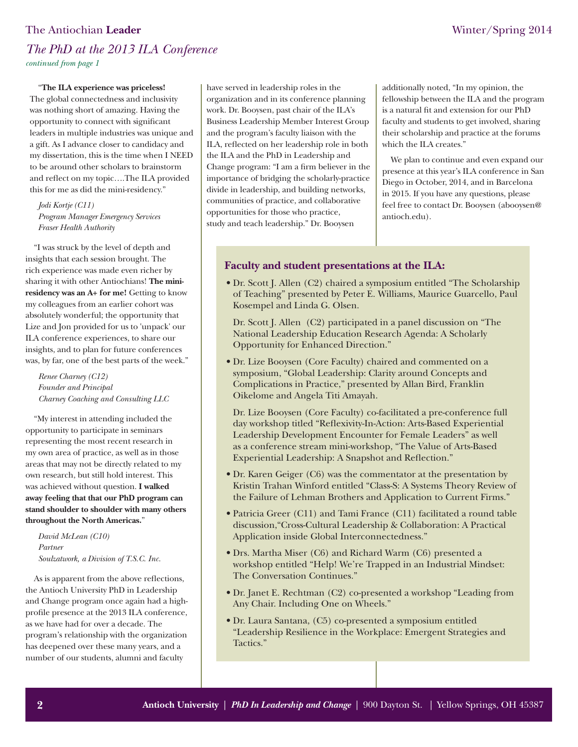## *The PhD at the 2013 ILA Conference*

*continued from page 1*

"**The ILA experience was priceless!** The global connectedness and inclusivity was nothing short of amazing. Having the opportunity to connect with significant leaders in multiple industries was unique and a gift. As I advance closer to candidacy and my dissertation, this is the time when I NEED to be around other scholars to brainstorm and reflect on my topic….The ILA provided this for me as did the mini-residency."

*Jodi Kortje (C11)*
*Program Manager Emergency Services*
*Fraser Health Authority*

"I was struck by the level of depth and insights that each session brought. The rich experience was made even richer by sharing it with other Antiochians! **The mini-residency was an A+ for me!** Getting to know my colleagues from an earlier cohort was absolutely wonderful; the opportunity that Lize and Jon provided for us to 'unpack' our ILA conference experiences, to share our insights, and to plan for future conferences was, by far, one of the best parts of the week."

*Renee Charney (C12)*
*Founder and Principal*
*Charney Coaching and Consulting LLC*

"My interest in attending included the opportunity to participate in seminars representing the most recent research in my own area of practice, as well as in those areas that may not be directly related to my own research, but still hold interest. This was achieved without question. **I walked away feeling that that our PhD program can stand shoulder to shoulder with many others throughout the North Americas.**"

*David McLean (C10)*
*Partner*
*Soulzatwork, a Division of T.S.C. Inc.*

As is apparent from the above reflections, the Antioch University PhD in Leadership and Change program once again had a high-profile presence at the 2013 ILA conference, as we have had for over a decade. The program's relationship with the organization has deepened over these many years, and a number of our students, alumni and faculty have served in leadership roles in the organization and in its conference planning work. Dr. Booysen, past chair of the ILA's Business Leadership Member Interest Group and the program's faculty liaison with the ILA, reflected on her leadership role in both the ILA and the PhD in Leadership and Change program: "I am a firm believer in the importance of bridging the scholarly-practice divide in leadership, and building networks, communities of practice, and collaborative opportunities for those who practice, study and teach leadership." Dr. Booysen additionally noted, "In my opinion, the fellowship between the ILA and the program is a natural fit and extension for our PhD faculty and students to get involved, sharing their scholarship and practice at the forums which the ILA creates."

We plan to continue and even expand our presence at this year's ILA conference in San Diego in October, 2014, and in Barcelona in 2015. If you have any questions, please feel free to contact Dr. Booysen (abooysen@antioch.edu).

### Faculty and student presentations at the ILA:

- Dr. Scott J. Allen (C2) chaired a symposium entitled "The Scholarship of Teaching" presented by Peter E. Williams, Maurice Guarcello, Paul Kosempel and Linda G. Olsen.

  Dr. Scott J. Allen (C2) participated in a panel discussion on "The National Leadership Education Research Agenda: A Scholarly Opportunity for Enhanced Direction."

- Dr. Lize Booysen (Core Faculty) chaired and commented on a symposium, "Global Leadership: Clarity around Concepts and Complications in Practice," presented by Allan Bird, Franklin Oikelome and Angela Titi Amayah.

  Dr. Lize Booysen (Core Faculty) co-facilitated a pre-conference full day workshop titled "Reflexivity-In-Action: Arts-Based Experiential Leadership Development Encounter for Female Leaders" as well as a conference stream mini-workshop, "The Value of Arts-Based Experiential Leadership: A Snapshot and Reflection."

- Dr. Karen Geiger (C6) was the commentator at the presentation by Kristin Trahan Winford entitled "Class-S: A Systems Theory Review of the Failure of Lehman Brothers and Application to Current Firms."

- Patricia Greer (C11) and Tami France (C11) facilitated a round table discussion,"Cross-Cultural Leadership & Collaboration: A Practical Application inside Global Interconnectedness."

- Drs. Martha Miser (C6) and Richard Warm (C6) presented a workshop entitled "Help! We're Trapped in an Industrial Mindset: The Conversation Continues."

- Dr. Janet E. Rechtman (C2) co-presented a workshop "Leading from Any Chair. Including One on Wheels."

- Dr. Laura Santana, (C5) co-presented a symposium entitled "Leadership Resilience in the Workplace: Emergent Strategies and Tactics."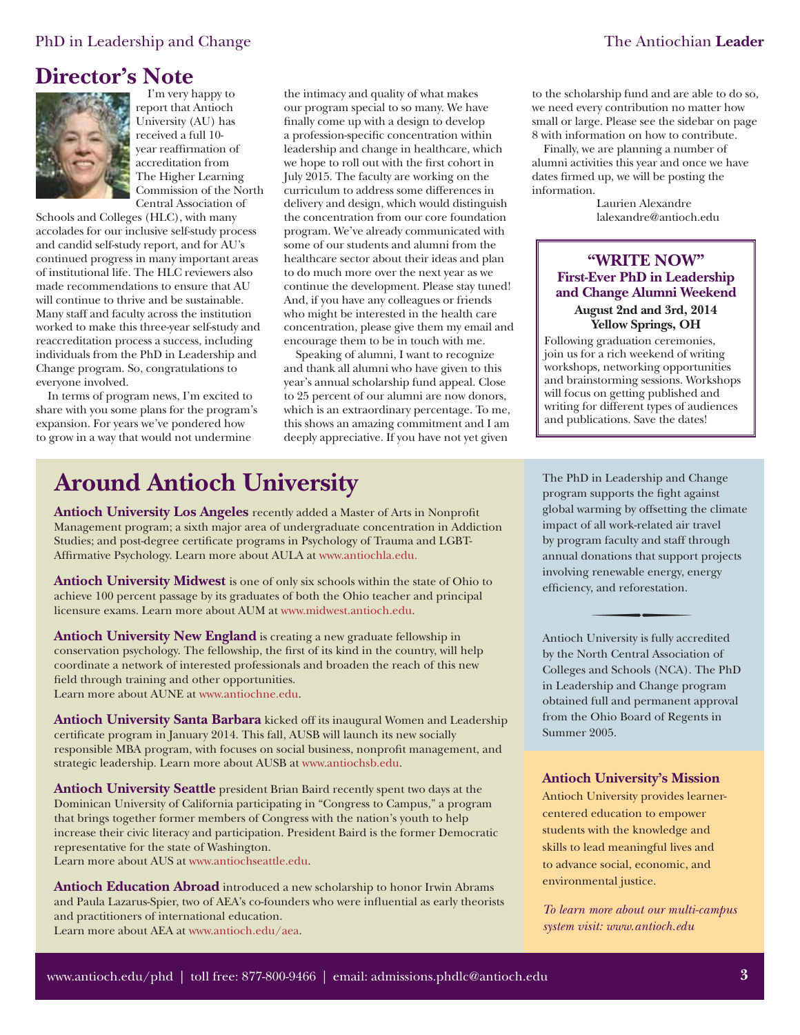## Director's Note

I'm very happy to report that Antioch University (AU) has received a full 10-year reaffirmation of accreditation from The Higher Learning Commission of the North Central Association of Schools and Colleges (HLC), with many accolades for our inclusive self-study process and candid self-study report, and for AU's continued progress in many important areas of institutional life. The HLC reviewers also made recommendations to ensure that AU will continue to thrive and be sustainable. Many staff and faculty across the institution worked to make this three-year self-study and reaccreditation process a success, including individuals from the PhD in Leadership and Change program. So, congratulations to everyone involved.

In terms of program news, I'm excited to share with you some plans for the program's expansion. For years we've pondered how to grow in a way that would not undermine the intimacy and quality of what makes our program special to so many. We have finally come up with a design to develop a profession-specific concentration within leadership and change in healthcare, which we hope to roll out with the first cohort in July 2015. The faculty are working on the curriculum to address some differences in delivery and design, which would distinguish the concentration from our core foundation program. We've already communicated with some of our students and alumni from the healthcare sector about their ideas and plan to do much more over the next year as we continue the development. Please stay tuned! And, if you have any colleagues or friends who might be interested in the health care concentration, please give them my email and encourage them to be in touch with me.

Speaking of alumni, I want to recognize and thank all alumni who have given to this year's annual scholarship fund appeal. Close to 25 percent of our alumni are now donors, which is an extraordinary percentage. To me, this shows an amazing commitment and I am deeply appreciative. If you have not yet given to the scholarship fund and are able to do so, we need every contribution no matter how small or large. Please see the sidebar on page 8 with information on how to contribute.

Finally, we are planning a number of alumni activities this year and once we have dates firmed up, we will be posting the information.

Laurien Alexandre
lalexandre@antioch.edu

**"WRITE NOW"**
**First-Ever PhD in Leadership and Change Alumni Weekend**
**August 2nd and 3rd, 2014**
**Yellow Springs, OH**

Following graduation ceremonies, join us for a rich weekend of writing workshops, networking opportunities and brainstorming sessions. Workshops will focus on getting published and writing for different types of audiences and publications. Save the dates!

## Around Antioch University

**Antioch University Los Angeles** recently added a Master of Arts in Nonprofit Management program; a sixth major area of undergraduate concentration in Addiction Studies; and post-degree certificate programs in Psychology of Trauma and LGBT-Affirmative Psychology. Learn more about AULA at www.antiochla.edu.

**Antioch University Midwest** is one of only six schools within the state of Ohio to achieve 100 percent passage by its graduates of both the Ohio teacher and principal licensure exams. Learn more about AUM at www.midwest.antioch.edu.

**Antioch University New England** is creating a new graduate fellowship in conservation psychology. The fellowship, the first of its kind in the country, will help coordinate a network of interested professionals and broaden the reach of this new field through training and other opportunities.
Learn more about AUNE at www.antiochne.edu.

**Antioch University Santa Barbara** kicked off its inaugural Women and Leadership certificate program in January 2014. This fall, AUSB will launch its new socially responsible MBA program, with focuses on social business, nonprofit management, and strategic leadership. Learn more about AUSB at www.antiochsb.edu.

**Antioch University Seattle** president Brian Baird recently spent two days at the Dominican University of California participating in "Congress to Campus," a program that brings together former members of Congress with the nation's youth to help increase their civic literacy and participation. President Baird is the former Democratic representative for the state of Washington.
Learn more about AUS at www.antiochseattle.edu.

**Antioch Education Abroad** introduced a new scholarship to honor Irwin Abrams and Paula Lazarus-Spier, two of AEA's co-founders who were influential as early theorists and practitioners of international education.
Learn more about AEA at www.antioch.edu/aea.

The PhD in Leadership and Change program supports the fight against global warming by offsetting the climate impact of all work-related air travel by program faculty and staff through annual donations that support projects involving renewable energy, energy efficiency, and reforestation.

Antioch University is fully accredited by the North Central Association of Colleges and Schools (NCA). The PhD in Leadership and Change program obtained full and permanent approval from the Ohio Board of Regents in Summer 2005.

**Antioch University's Mission**

Antioch University provides learner-centered education to empower students with the knowledge and skills to lead meaningful lives and to advance social, economic, and environmental justice.

*To learn more about our multi-campus system visit: www.antioch.edu*

www.antioch.edu/phd | toll free: 877-800-9466 | email: admissions.phdlc@antioch.edu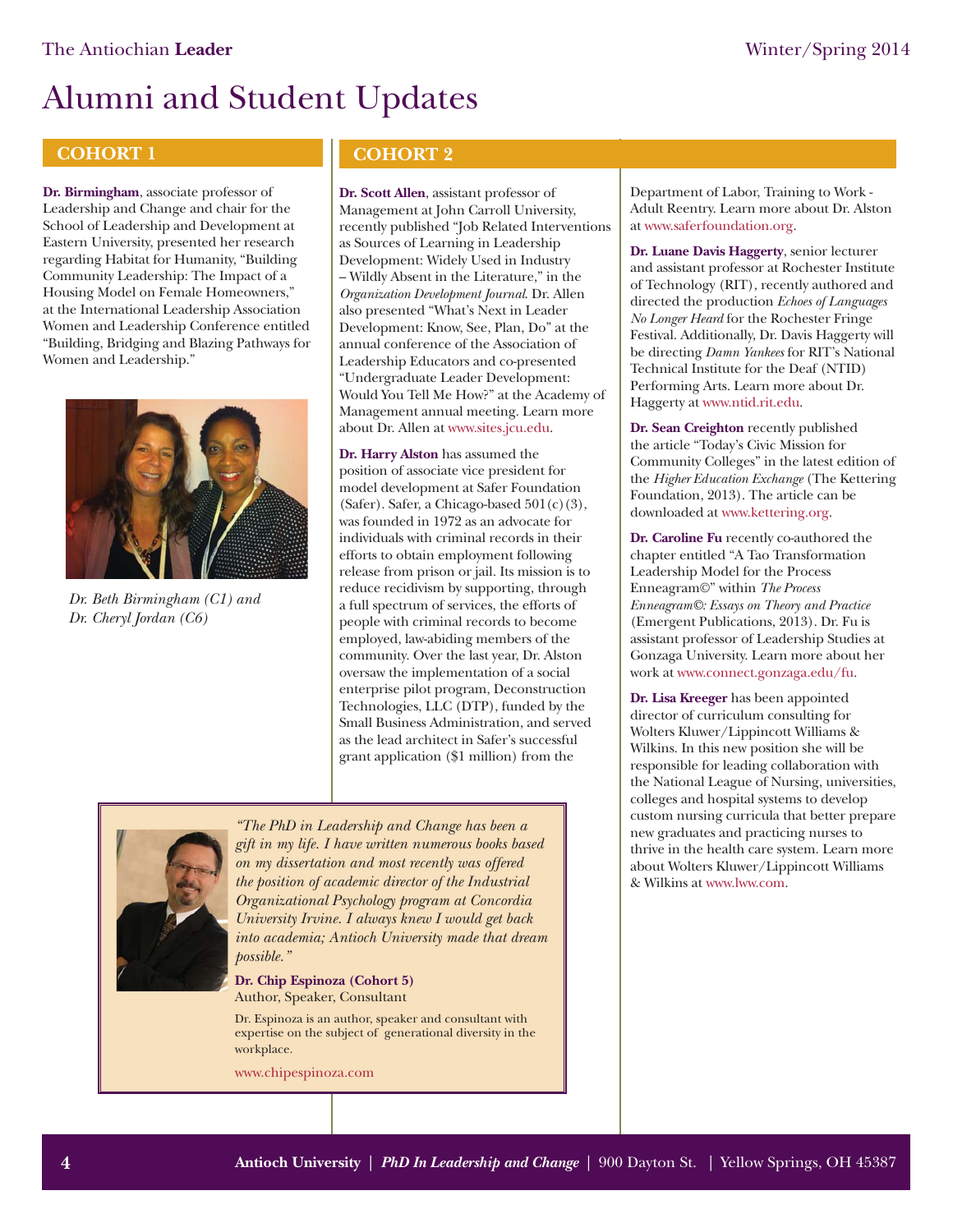# Alumni and Student Updates

## COHORT 1

**Dr. Birmingham**, associate professor of Leadership and Change and chair for the School of Leadership and Development at Eastern University, presented her research regarding Habitat for Humanity, "Building Community Leadership: The Impact of a Housing Model on Female Homeowners," at the International Leadership Association Women and Leadership Conference entitled "Building, Bridging and Blazing Pathways for Women and Leadership."

*Dr. Beth Birmingham (C1) and Dr. Cheryl Jordan (C6)*

## COHORT 2

**Dr. Scott Allen**, assistant professor of Management at John Carroll University, recently published "Job Related Interventions as Sources of Learning in Leadership Development: Widely Used in Industry – Wildly Absent in the Literature," in the *Organization Development Journal*. Dr. Allen also presented "What's Next in Leader Development: Know, See, Plan, Do" at the annual conference of the Association of Leadership Educators and co-presented "Undergraduate Leader Development: Would You Tell Me How?" at the Academy of Management annual meeting. Learn more about Dr. Allen at www.sites.jcu.edu.

**Dr. Harry Alston** has assumed the position of associate vice president for model development at Safer Foundation (Safer). Safer, a Chicago-based 501(c)(3), was founded in 1972 as an advocate for individuals with criminal records in their efforts to obtain employment following release from prison or jail. Its mission is to reduce recidivism by supporting, through a full spectrum of services, the efforts of people with criminal records to become employed, law-abiding members of the community. Over the last year, Dr. Alston oversaw the implementation of a social enterprise pilot program, Deconstruction Technologies, LLC (DTP), funded by the Small Business Administration, and served as the lead architect in Safer's successful grant application ($1 million) from the Department of Labor, Training to Work - Adult Reentry. Learn more about Dr. Alston at www.saferfoundation.org.

**Dr. Luane Davis Haggerty**, senior lecturer and assistant professor at Rochester Institute of Technology (RIT), recently authored and directed the production *Echoes of Languages No Longer Heard* for the Rochester Fringe Festival. Additionally, Dr. Davis Haggerty will be directing *Damn Yankees* for RIT's National Technical Institute for the Deaf (NTID) Performing Arts. Learn more about Dr. Haggerty at www.ntid.rit.edu.

**Dr. Sean Creighton** recently published the article "Today's Civic Mission for Community Colleges" in the latest edition of the *Higher Education Exchange* (The Kettering Foundation, 2013). The article can be downloaded at www.kettering.org.

**Dr. Caroline Fu** recently co-authored the chapter entitled "A Tao Transformation Leadership Model for the Process Enneagram©" within *The Process Enneagram©: Essays on Theory and Practice* (Emergent Publications, 2013). Dr. Fu is assistant professor of Leadership Studies at Gonzaga University. Learn more about her work at www.connect.gonzaga.edu/fu.

**Dr. Lisa Kreeger** has been appointed director of curriculum consulting for Wolters Kluwer/Lippincott Williams & Wilkins. In this new position she will be responsible for leading collaboration with the National League of Nursing, universities, colleges and hospital systems to develop custom nursing curricula that better prepare new graduates and practicing nurses to thrive in the health care system. Learn more about Wolters Kluwer/Lippincott Williams & Wilkins at www.lww.com.

---

*"The PhD in Leadership and Change has been a gift in my life. I have written numerous books based on my dissertation and most recently was offered the position of academic director of the Industrial Organizational Psychology program at Concordia University Irvine. I always knew I would get back into academia; Antioch University made that dream possible."*

**Dr. Chip Espinoza (Cohort 5)**
Author, Speaker, Consultant

Dr. Espinoza is an author, speaker and consultant with expertise on the subject of generational diversity in the workplace.

www.chipespinoza.com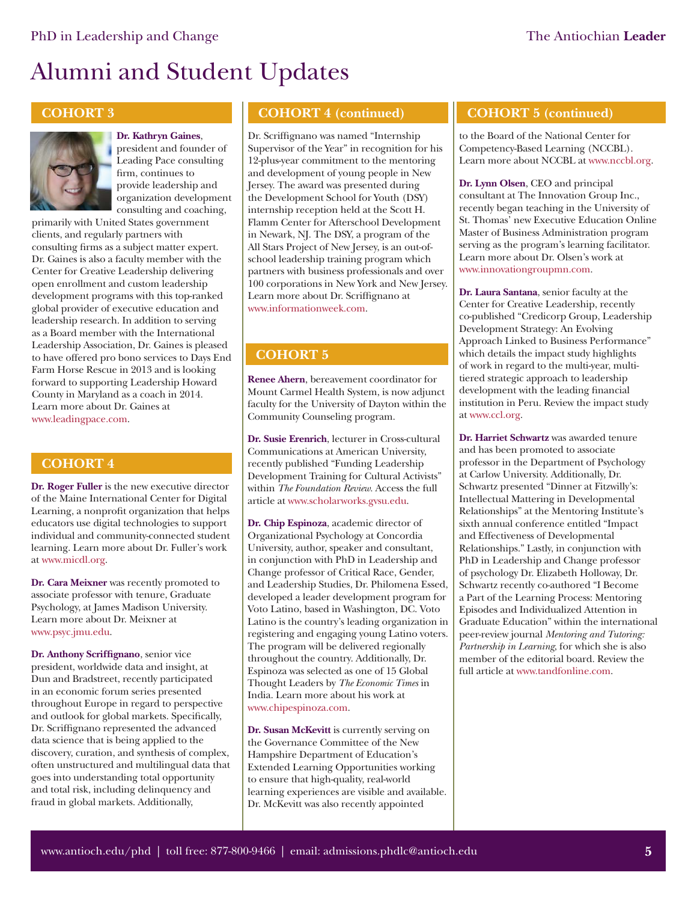# Alumni and Student Updates

## COHORT 3

**Dr. Kathryn Gaines**, president and founder of Leading Pace consulting firm, continues to provide leadership and organization development consulting and coaching, primarily with United States government clients, and regularly partners with consulting firms as a subject matter expert. Dr. Gaines is also a faculty member with the Center for Creative Leadership delivering open enrollment and custom leadership development programs with this top-ranked global provider of executive education and leadership research. In addition to serving as a Board member with the International Leadership Association, Dr. Gaines is pleased to have offered pro bono services to Days End Farm Horse Rescue in 2013 and is looking forward to supporting Leadership Howard County in Maryland as a coach in 2014. Learn more about Dr. Gaines at www.leadingpace.com.

## COHORT 4

**Dr. Roger Fuller** is the new executive director of the Maine International Center for Digital Learning, a nonprofit organization that helps educators use digital technologies to support individual and community-connected student learning. Learn more about Dr. Fuller's work at www.micdl.org.

**Dr. Cara Meixner** was recently promoted to associate professor with tenure, Graduate Psychology, at James Madison University. Learn more about Dr. Meixner at www.psyc.jmu.edu.

**Dr. Anthony Scriffignano**, senior vice president, worldwide data and insight, at Dun and Bradstreet, recently participated in an economic forum series presented throughout Europe in regard to perspective and outlook for global markets. Specifically, Dr. Scriffignano represented the advanced data science that is being applied to the discovery, curation, and synthesis of complex, often unstructured and multilingual data that goes into understanding total opportunity and total risk, including delinquency and fraud in global markets. Additionally, Dr. Scriffignano was named "Internship Supervisor of the Year" in recognition for his 12-plus-year commitment to the mentoring and development of young people in New Jersey. The award was presented during the Development School for Youth (DSY) internship reception held at the Scott H. Flamm Center for Afterschool Development in Newark, NJ. The DSY, a program of the All Stars Project of New Jersey, is an out-of-school leadership training program which partners with business professionals and over 100 corporations in New York and New Jersey. Learn more about Dr. Scriffignano at www.informationweek.com.

## COHORT 5

**Renee Ahern**, bereavement coordinator for Mount Carmel Health System, is now adjunct faculty for the University of Dayton within the Community Counseling program.

**Dr. Susie Erenrich**, lecturer in Cross-cultural Communications at American University, recently published "Funding Leadership Development Training for Cultural Activists" within *The Foundation Review*. Access the full article at www.scholarworks.gvsu.edu.

**Dr. Chip Espinoza**, academic director of Organizational Psychology at Concordia University, author, speaker and consultant, in conjunction with PhD in Leadership and Change professor of Critical Race, Gender, and Leadership Studies, Dr. Philomena Essed, developed a leader development program for Voto Latino, based in Washington, DC. Voto Latino is the country's leading organization in registering and engaging young Latino voters. The program will be delivered regionally throughout the country. Additionally, Dr. Espinoza was selected as one of 15 Global Thought Leaders by *The Economic Times* in India. Learn more about his work at www.chipespinoza.com.

**Dr. Susan McKevitt** is currently serving on the Governance Committee of the New Hampshire Department of Education's Extended Learning Opportunities working to ensure that high-quality, real-world learning experiences are visible and available. Dr. McKevitt was also recently appointed to the Board of the National Center for Competency-Based Learning (NCCBL). Learn more about NCCBL at www.nccbl.org.

**Dr. Lynn Olsen**, CEO and principal consultant at The Innovation Group Inc., recently began teaching in the University of St. Thomas' new Executive Education Online Master of Business Administration program serving as the program's learning facilitator. Learn more about Dr. Olsen's work at www.innovationgroupmn.com.

**Dr. Laura Santana**, senior faculty at the Center for Creative Leadership, recently co-published "Credicorp Group, Leadership Development Strategy: An Evolving Approach Linked to Business Performance" which details the impact study highlights of work in regard to the multi-year, multi-tiered strategic approach to leadership development with the leading financial institution in Peru. Review the impact study at www.ccl.org.

**Dr. Harriet Schwartz** was awarded tenure and has been promoted to associate professor in the Department of Psychology at Carlow University. Additionally, Dr. Schwartz presented "Dinner at Fitzwilly's: Intellectual Mattering in Developmental Relationships" at the Mentoring Institute's sixth annual conference entitled "Impact and Effectiveness of Developmental Relationships." Lastly, in conjunction with PhD in Leadership and Change professor of psychology Dr. Elizabeth Holloway, Dr. Schwartz recently co-authored "I Become a Part of the Learning Process: Mentoring Episodes and Individualized Attention in Graduate Education" within the international peer-review journal *Mentoring and Tutoring: Partnership in Learning*, for which she is also member of the editorial board. Review the full article at www.tandfonline.com.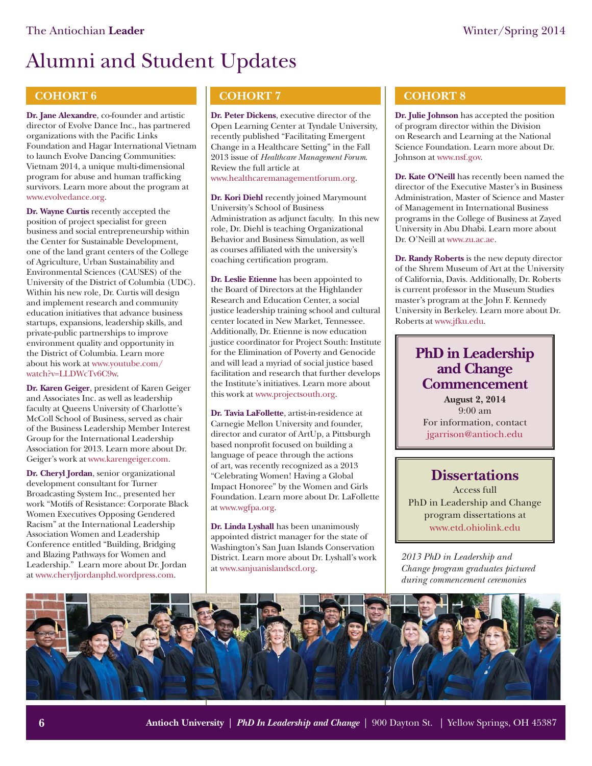# Alumni and Student Updates

## COHORT 6

**Dr. Jane Alexandre**, co-founder and artistic director of Evolve Dance Inc., has partnered organizations with the Pacific Links Foundation and Hagar International Vietnam to launch Evolve Dancing Communities: Vietnam 2014, a unique multi-dimensional program for abuse and human trafficking survivors. Learn more about the program at www.evolvedance.org.

**Dr. Wayne Curtis** recently accepted the position of project specialist for green business and social entrepreneurship within the Center for Sustainable Development, one of the land grant centers of the College of Agriculture, Urban Sustainability and Environmental Sciences (CAUSES) of the University of the District of Columbia (UDC). Within his new role, Dr. Curtis will design and implement research and community education initiatives that advance business startups, expansions, leadership skills, and private-public partnerships to improve environment quality and opportunity in the District of Columbia. Learn more about his work at www.youtube.com/watch?v=LLDWcTv6C9w.

**Dr. Karen Geiger**, president of Karen Geiger and Associates Inc. as well as leadership faculty at Queens University of Charlotte's McColl School of Business, served as chair of the Business Leadership Member Interest Group for the International Leadership Association for 2013. Learn more about Dr. Geiger's work at www.karengeiger.com.

**Dr. Cheryl Jordan**, senior organizational development consultant for Turner Broadcasting System Inc., presented her work "Motifs of Resistance: Corporate Black Women Executives Opposing Gendered Racism" at the International Leadership Association Women and Leadership Conference entitled "Building, Bridging and Blazing Pathways for Women and Leadership." Learn more about Dr. Jordan at www.cheryljordanphd.wordpress.com.

## COHORT 7

**Dr. Peter Dickens**, executive director of the Open Learning Center at Tyndale University, recently published "Facilitating Emergent Change in a Healthcare Setting" in the Fall 2013 issue of *Healthcare Management Forum*. Review the full article at www.healthcaremanagementforum.org.

**Dr. Kori Diehl** recently joined Marymount University's School of Business Administration as adjunct faculty. In this new role, Dr. Diehl is teaching Organizational Behavior and Business Simulation, as well as courses affiliated with the university's coaching certification program.

**Dr. Leslie Etienne** has been appointed to the Board of Directors at the Highlander Research and Education Center, a social justice leadership training school and cultural center located in New Market, Tennessee. Additionally, Dr. Etienne is now education justice coordinator for Project South: Institute for the Elimination of Poverty and Genocide and will lead a myriad of social justice based facilitation and research that further develops the Institute's initiatives. Learn more about this work at www.projectsouth.org.

**Dr. Tavia LaFollette**, artist-in-residence at Carnegie Mellon University and founder, director and curator of ArtUp, a Pittsburgh based nonprofit focused on building a language of peace through the actions of art, was recently recognized as a 2013 "Celebrating Women! Having a Global Impact Honoree" by the Women and Girls Foundation. Learn more about Dr. LaFollette at www.wgfpa.org.

**Dr. Linda Lyshall** has been unanimously appointed district manager for the state of Washington's San Juan Islands Conservation District. Learn more about Dr. Lyshall's work at www.sanjuanislandscd.org.

## COHORT 8

**Dr. Julie Johnson** has accepted the position of program director within the Division on Research and Learning at the National Science Foundation. Learn more about Dr. Johnson at www.nsf.gov.

**Dr. Kate O'Neill** has recently been named the director of the Executive Master's in Business Administration, Master of Science and Master of Management in International Business programs in the College of Business at Zayed University in Abu Dhabi. Learn more about Dr. O'Neill at www.zu.ac.ae.

**Dr. Randy Roberts** is the new deputy director of the Shrem Museum of Art at the University of California, Davis. Additionally, Dr. Roberts is current professor in the Museum Studies master's program at the John F. Kennedy University in Berkeley. Learn more about Dr. Roberts at www.jfku.edu.

### PhD in Leadership and Change Commencement

**August 2, 2014**
9:00 am
For information, contact
jgarrison@antioch.edu

### Dissertations

Access full PhD in Leadership and Change program dissertations at www.etd.ohiolink.edu

*2013 PhD in Leadership and Change program graduates pictured during commencement ceremonies*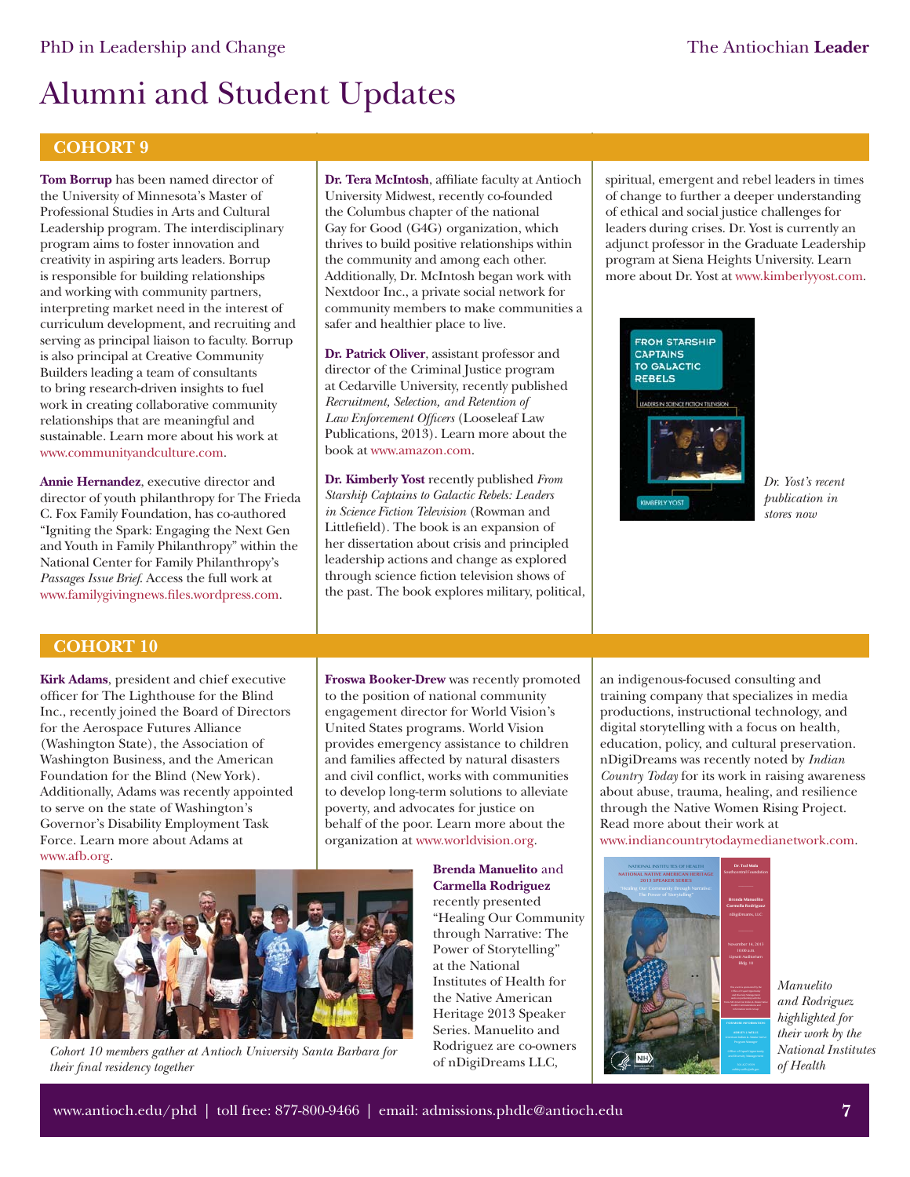# Alumni and Student Updates

## COHORT 9

**Tom Borrup** has been named director of the University of Minnesota's Master of Professional Studies in Arts and Cultural Leadership program. The interdisciplinary program aims to foster innovation and creativity in aspiring arts leaders. Borrup is responsible for building relationships and working with community partners, interpreting market need in the interest of curriculum development, and recruiting and serving as principal liaison to faculty. Borrup is also principal at Creative Community Builders leading a team of consultants to bring research-driven insights to fuel work in creating collaborative community relationships that are meaningful and sustainable. Learn more about his work at www.communityandculture.com.

**Annie Hernandez**, executive director and director of youth philanthropy for The Frieda C. Fox Family Foundation, has co-authored "Igniting the Spark: Engaging the Next Gen and Youth in Family Philanthropy" within the National Center for Family Philanthropy's *Passages Issue Brief*. Access the full work at www.familygivingnews.files.wordpress.com.

**Dr. Tera McIntosh**, affiliate faculty at Antioch University Midwest, recently co-founded the Columbus chapter of the national Gay for Good (G4G) organization, which thrives to build positive relationships within the community and among each other. Additionally, Dr. McIntosh began work with Nextdoor Inc., a private social network for community members to make communities a safer and healthier place to live.

**Dr. Patrick Oliver**, assistant professor and director of the Criminal Justice program at Cedarville University, recently published *Recruitment, Selection, and Retention of Law Enforcement Officers* (Looseleaf Law Publications, 2013). Learn more about the book at www.amazon.com.

**Dr. Kimberly Yost** recently published *From Starship Captains to Galactic Rebels: Leaders in Science Fiction Television* (Rowman and Littlefield). The book is an expansion of her dissertation about crisis and principled leadership actions and change as explored through science fiction television shows of the past. The book explores military, political, spiritual, emergent and rebel leaders in times of change to further a deeper understanding of ethical and social justice challenges for leaders during crises. Dr. Yost is currently an adjunct professor in the Graduate Leadership program at Siena Heights University. Learn more about Dr. Yost at www.kimberlyyost.com.

*Dr. Yost's recent publication in stores now*

## COHORT 10

**Kirk Adams**, president and chief executive officer for The Lighthouse for the Blind Inc., recently joined the Board of Directors for the Aerospace Futures Alliance (Washington State), the Association of Washington Business, and the American Foundation for the Blind (New York). Additionally, Adams was recently appointed to serve on the state of Washington's Governor's Disability Employment Task Force. Learn more about Adams at www.afb.org.

*Cohort 10 members gather at Antioch University Santa Barbara for their final residency together*

**Froswa Booker-Drew** was recently promoted to the position of national community engagement director for World Vision's United States programs. World Vision provides emergency assistance to children and families affected by natural disasters and civil conflict, works with communities to develop long-term solutions to alleviate poverty, and advocates for justice on behalf of the poor. Learn more about the organization at www.worldvision.org.

**Brenda Manuelito** and **Carmella Rodriguez** recently presented "Healing Our Community through Narrative: The Power of Storytelling" at the National Institutes of Health for the Native American Heritage 2013 Speaker Series. Manuelito and Rodriguez are co-owners of nDigiDreams LLC, an indigenous-focused consulting and training company that specializes in media productions, instructional technology, and digital storytelling with a focus on health, education, policy, and cultural preservation. nDigiDreams was recently noted by *Indian Country Today* for its work in raising awareness about abuse, trauma, healing, and resilience through the Native Women Rising Project. Read more about their work at www.indiancountrytodaymedianetwork.com.

*Manuelito and Rodriguez highlighted for their work by the National Institutes of Health*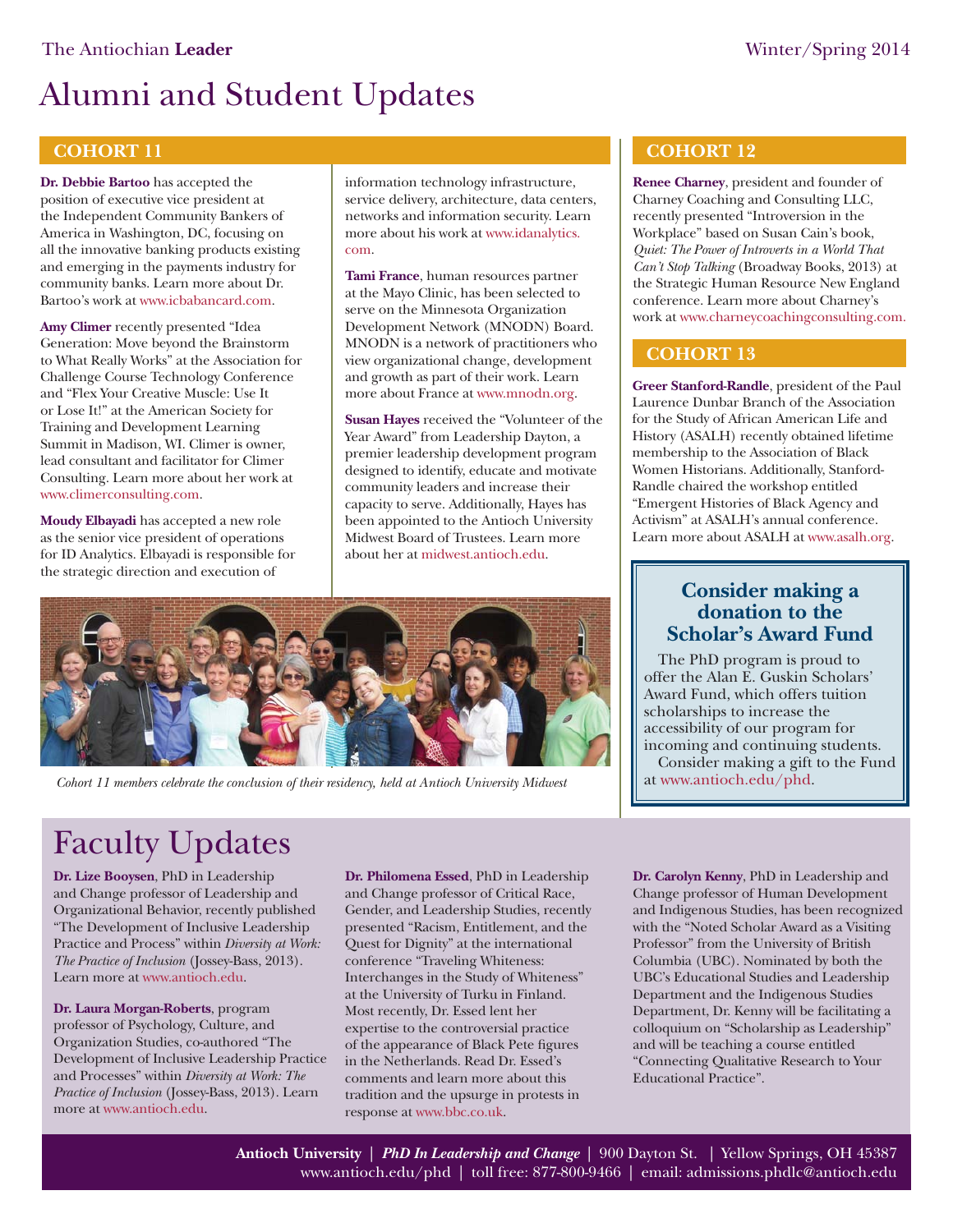# Alumni and Student Updates

## COHORT 11

**Dr. Debbie Bartoo** has accepted the position of executive vice president at the Independent Community Bankers of America in Washington, DC, focusing on all the innovative banking products existing and emerging in the payments industry for community banks. Learn more about Dr. Bartoo's work at www.icbabancard.com.

**Amy Climer** recently presented "Idea Generation: Move beyond the Brainstorm to What Really Works" at the Association for Challenge Course Technology Conference and "Flex Your Creative Muscle: Use It or Lose It!" at the American Society for Training and Development Learning Summit in Madison, WI. Climer is owner, lead consultant and facilitator for Climer Consulting. Learn more about her work at www.climerconsulting.com.

**Moudy Elbayadi** has accepted a new role as the senior vice president of operations for ID Analytics. Elbayadi is responsible for the strategic direction and execution of information technology infrastructure, service delivery, architecture, data centers, networks and information security. Learn more about his work at www.idanalytics.com.

**Tami France**, human resources partner at the Mayo Clinic, has been selected to serve on the Minnesota Organization Development Network (MNODN) Board. MNODN is a network of practitioners who view organizational change, development and growth as part of their work. Learn more about France at www.mnodn.org.

**Susan Hayes** received the "Volunteer of the Year Award" from Leadership Dayton, a premier leadership development program designed to identify, educate and motivate community leaders and increase their capacity to serve. Additionally, Hayes has been appointed to the Antioch University Midwest Board of Trustees. Learn more about her at midwest.antioch.edu.

*Cohort 11 members celebrate the conclusion of their residency, held at Antioch University Midwest*

## COHORT 12

**Renee Charney**, president and founder of Charney Coaching and Consulting LLC, recently presented "Introversion in the Workplace" based on Susan Cain's book, *Quiet: The Power of Introverts in a World That Can't Stop Talking* (Broadway Books, 2013) at the Strategic Human Resource New England conference. Learn more about Charney's work at www.charneycoachingconsulting.com.

## COHORT 13

**Greer Stanford-Randle**, president of the Paul Laurence Dunbar Branch of the Association for the Study of African American Life and History (ASALH) recently obtained lifetime membership to the Association of Black Women Historians. Additionally, Stanford-Randle chaired the workshop entitled "Emergent Histories of Black Agency and Activism" at ASALH's annual conference. Learn more about ASALH at www.asalh.org.

### Consider making a donation to the Scholar's Award Fund

The PhD program is proud to offer the Alan E. Guskin Scholars' Award Fund, which offers tuition scholarships to increase the accessibility of our program for incoming and continuing students.

Consider making a gift to the Fund at www.antioch.edu/phd.

# Faculty Updates

**Dr. Lize Booysen**, PhD in Leadership and Change professor of Leadership and Organizational Behavior, recently published "The Development of Inclusive Leadership Practice and Process" within *Diversity at Work: The Practice of Inclusion* (Jossey-Bass, 2013). Learn more at www.antioch.edu.

**Dr. Laura Morgan-Roberts**, program professor of Psychology, Culture, and Organization Studies, co-authored "The Development of Inclusive Leadership Practice and Processes" within *Diversity at Work: The Practice of Inclusion* (Jossey-Bass, 2013). Learn more at www.antioch.edu.

**Dr. Philomena Essed**, PhD in Leadership and Change professor of Critical Race, Gender, and Leadership Studies, recently presented "Racism, Entitlement, and the Quest for Dignity" at the international conference "Traveling Whiteness: Interchanges in the Study of Whiteness" at the University of Turku in Finland. Most recently, Dr. Essed lent her expertise to the controversial practice of the appearance of Black Pete figures in the Netherlands. Read Dr. Essed's comments and learn more about this tradition and the upsurge in protests in response at www.bbc.co.uk.

**Dr. Carolyn Kenny**, PhD in Leadership and Change professor of Human Development and Indigenous Studies, has been recognized with the "Noted Scholar Award as a Visiting Professor" from the University of British Columbia (UBC). Nominated by both the UBC's Educational Studies and Leadership Department and the Indigenous Studies Department, Dr. Kenny will be facilitating a colloquium on "Scholarship as Leadership" and will be teaching a course entitled "Connecting Qualitative Research to Your Educational Practice".

**Antioch University** | ***PhD In Leadership and Change*** | 900 Dayton St. | Yellow Springs, OH 45387
www.antioch.edu/phd | toll free: 877-800-9466 | email: admissions.phdlc@antioch.edu